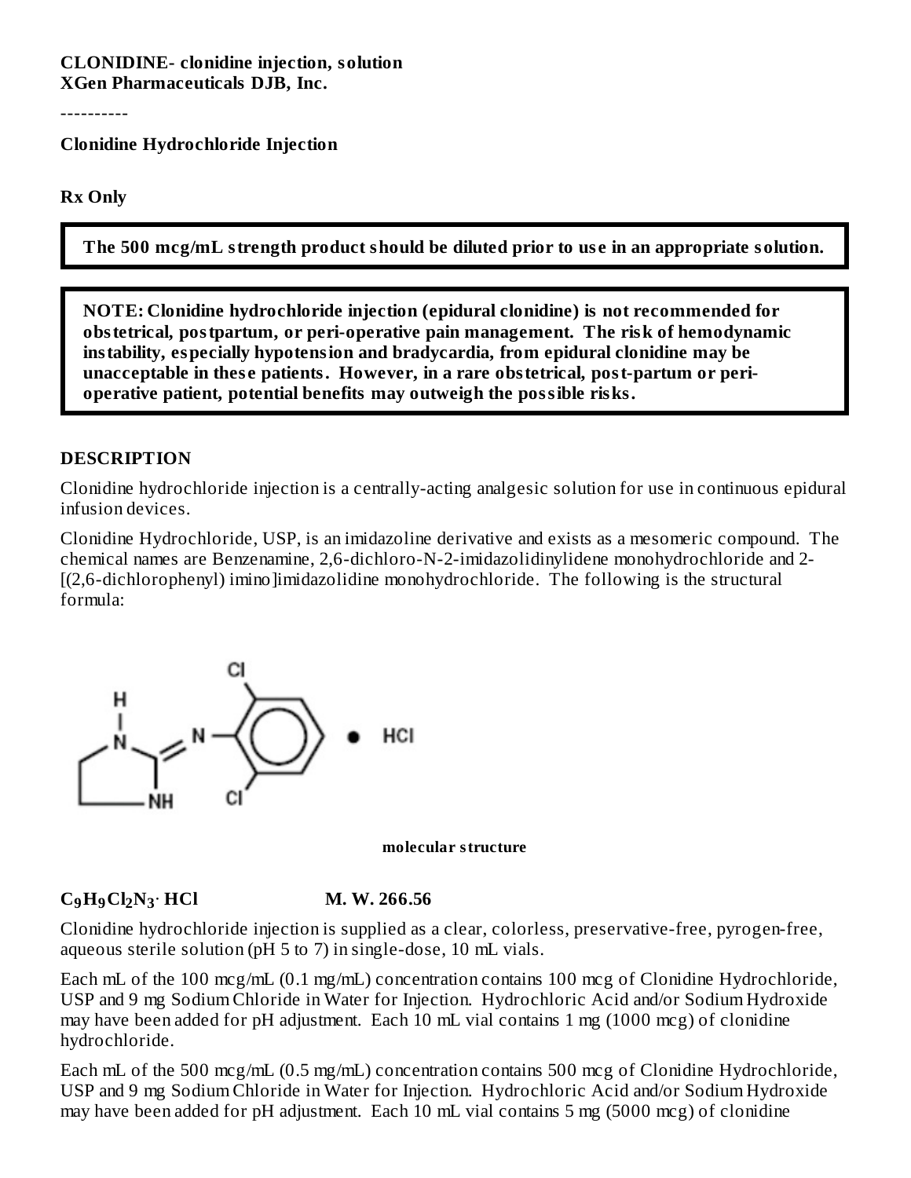**CLONIDINE- clonidine injection, solution**
**XGen Pharmaceuticals DJB, Inc.**

----------

**Clonidine Hydrochloride Injection**

**Rx Only**

**The 500 mcg/mL strength product should be diluted prior to use in an appropriate solution.**

**NOTE: Clonidine hydrochloride injection (epidural clonidine) is not recommended for obstetrical, postpartum, or peri-operative pain management. The risk of hemodynamic instability, especially hypotension and bradycardia, from epidural clonidine may be unacceptable in these patients. However, in a rare obstetrical, post-partum or peri-operative patient, potential benefits may outweigh the possible risks.**

## DESCRIPTION

Clonidine hydrochloride injection is a centrally-acting analgesic solution for use in continuous epidural infusion devices.

Clonidine Hydrochloride, USP, is an imidazoline derivative and exists as a mesomeric compound. The chemical names are Benzenamine, 2,6-dichloro-N-2-imidazolidinylidene monohydrochloride and 2-[(2,6-dichlorophenyl) imino]imidazolidine monohydrochloride. The following is the structural formula:

**molecular structure**

**$C_9H_9Cl_2N_3 \cdot HCl$** **M. W. 266.56**

Clonidine hydrochloride injection is supplied as a clear, colorless, preservative-free, pyrogen-free, aqueous sterile solution (pH 5 to 7) in single-dose, 10 mL vials.

Each mL of the 100 mcg/mL (0.1 mg/mL) concentration contains 100 mcg of Clonidine Hydrochloride, USP and 9 mg Sodium Chloride in Water for Injection. Hydrochloric Acid and/or Sodium Hydroxide may have been added for pH adjustment. Each 10 mL vial contains 1 mg (1000 mcg) of clonidine hydrochloride.

Each mL of the 500 mcg/mL (0.5 mg/mL) concentration contains 500 mcg of Clonidine Hydrochloride, USP and 9 mg Sodium Chloride in Water for Injection. Hydrochloric Acid and/or Sodium Hydroxide may have been added for pH adjustment. Each 10 mL vial contains 5 mg (5000 mcg) of clonidine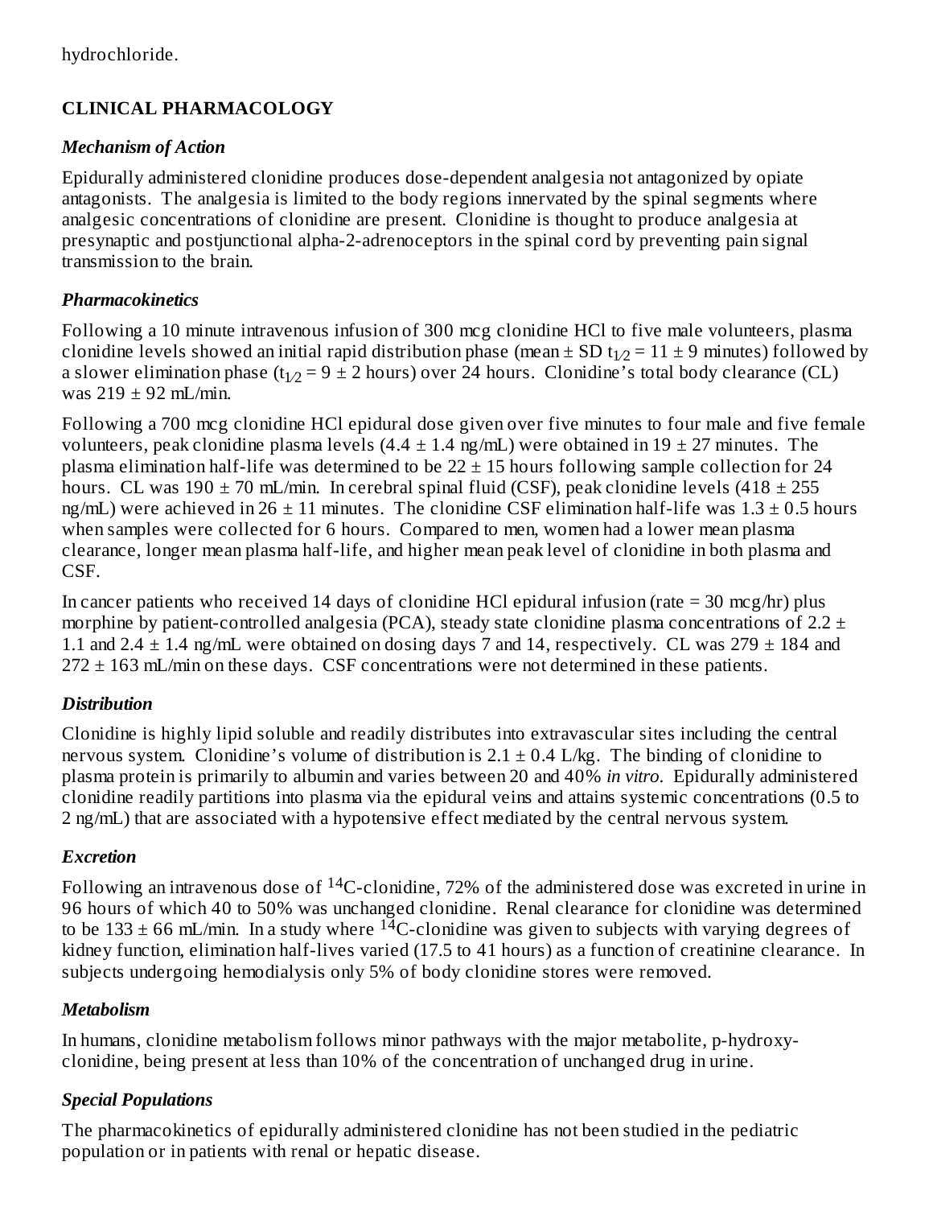hydrochloride.

## CLINICAL PHARMACOLOGY

### *Mechanism of Action*

Epidurally administered clonidine produces dose-dependent analgesia not antagonized by opiate antagonists. The analgesia is limited to the body regions innervated by the spinal segments where analgesic concentrations of clonidine are present. Clonidine is thought to produce analgesia at presynaptic and postjunctional alpha-2-adrenoceptors in the spinal cord by preventing pain signal transmission to the brain.

### *Pharmacokinetics*

Following a 10 minute intravenous infusion of 300 mcg clonidine HCl to five male volunteers, plasma clonidine levels showed an initial rapid distribution phase (mean ± SD $t_{1/2}$ = 11 ± 9 minutes) followed by a slower elimination phase ($t_{1/2}$ = 9 ± 2 hours) over 24 hours. Clonidine's total body clearance (CL) was 219 ± 92 mL/min.

Following a 700 mcg clonidine HCl epidural dose given over five minutes to four male and five female volunteers, peak clonidine plasma levels (4.4 ± 1.4 ng/mL) were obtained in 19 ± 27 minutes. The plasma elimination half-life was determined to be 22 ± 15 hours following sample collection for 24 hours. CL was 190 ± 70 mL/min. In cerebral spinal fluid (CSF), peak clonidine levels (418 ± 255 ng/mL) were achieved in 26 ± 11 minutes. The clonidine CSF elimination half-life was 1.3 ± 0.5 hours when samples were collected for 6 hours. Compared to men, women had a lower mean plasma clearance, longer mean plasma half-life, and higher mean peak level of clonidine in both plasma and CSF.

In cancer patients who received 14 days of clonidine HCl epidural infusion (rate = 30 mcg/hr) plus morphine by patient-controlled analgesia (PCA), steady state clonidine plasma concentrations of 2.2 ± 1.1 and 2.4 ± 1.4 ng/mL were obtained on dosing days 7 and 14, respectively. CL was 279 ± 184 and 272 ± 163 mL/min on these days. CSF concentrations were not determined in these patients.

### *Distribution*

Clonidine is highly lipid soluble and readily distributes into extravascular sites including the central nervous system. Clonidine's volume of distribution is 2.1 ± 0.4 L/kg. The binding of clonidine to plasma protein is primarily to albumin and varies between 20 and 40% *in vitro*. Epidurally administered clonidine readily partitions into plasma via the epidural veins and attains systemic concentrations (0.5 to 2 ng/mL) that are associated with a hypotensive effect mediated by the central nervous system.

### *Excretion*

Following an intravenous dose of $^{14}$C-clonidine, 72% of the administered dose was excreted in urine in 96 hours of which 40 to 50% was unchanged clonidine. Renal clearance for clonidine was determined to be 133 ± 66 mL/min. In a study where $^{14}$C-clonidine was given to subjects with varying degrees of kidney function, elimination half-lives varied (17.5 to 41 hours) as a function of creatinine clearance. In subjects undergoing hemodialysis only 5% of body clonidine stores were removed.

### *Metabolism*

In humans, clonidine metabolism follows minor pathways with the major metabolite, p-hydroxy-clonidine, being present at less than 10% of the concentration of unchanged drug in urine.

### *Special Populations*

The pharmacokinetics of epidurally administered clonidine has not been studied in the pediatric population or in patients with renal or hepatic disease.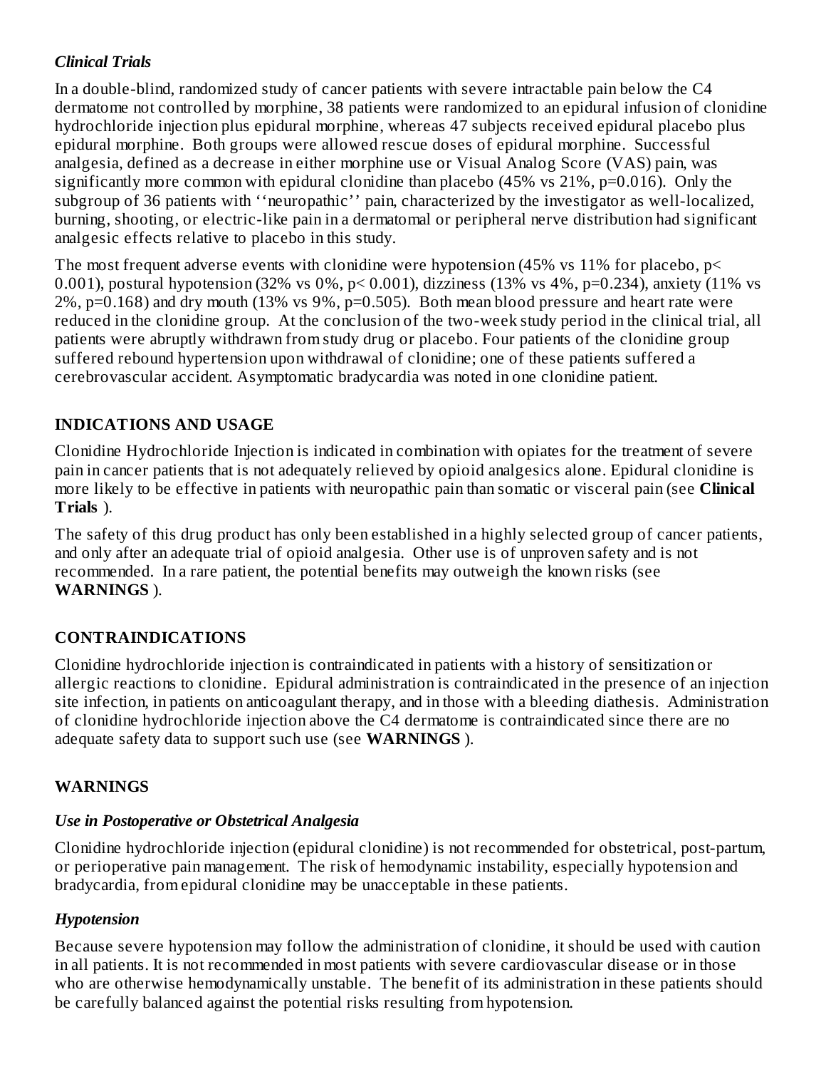### *Clinical Trials*

In a double-blind, randomized study of cancer patients with severe intractable pain below the C4 dermatome not controlled by morphine, 38 patients were randomized to an epidural infusion of clonidine hydrochloride injection plus epidural morphine, whereas 47 subjects received epidural placebo plus epidural morphine. Both groups were allowed rescue doses of epidural morphine. Successful analgesia, defined as a decrease in either morphine use or Visual Analog Score (VAS) pain, was significantly more common with epidural clonidine than placebo (45% vs 21%, $p=0.016$). Only the subgroup of 36 patients with ''neuropathic'' pain, characterized by the investigator as well-localized, burning, shooting, or electric-like pain in a dermatomal or peripheral nerve distribution had significant analgesic effects relative to placebo in this study.

The most frequent adverse events with clonidine were hypotension (45% vs 11% for placebo, $p< 0.001$), postural hypotension (32% vs 0%, $p< 0.001$), dizziness (13% vs 4%, $p=0.234$), anxiety (11% vs 2%, $p=0.168$) and dry mouth (13% vs 9%, $p=0.505$). Both mean blood pressure and heart rate were reduced in the clonidine group. At the conclusion of the two-week study period in the clinical trial, all patients were abruptly withdrawn from study drug or placebo. Four patients of the clonidine group suffered rebound hypertension upon withdrawal of clonidine; one of these patients suffered a cerebrovascular accident. Asymptomatic bradycardia was noted in one clonidine patient.

## INDICATIONS AND USAGE

Clonidine Hydrochloride Injection is indicated in combination with opiates for the treatment of severe pain in cancer patients that is not adequately relieved by opioid analgesics alone. Epidural clonidine is more likely to be effective in patients with neuropathic pain than somatic or visceral pain (see **Clinical Trials** ).

The safety of this drug product has only been established in a highly selected group of cancer patients, and only after an adequate trial of opioid analgesia. Other use is of unproven safety and is not recommended. In a rare patient, the potential benefits may outweigh the known risks (see **WARNINGS** ).

## CONTRAINDICATIONS

Clonidine hydrochloride injection is contraindicated in patients with a history of sensitization or allergic reactions to clonidine. Epidural administration is contraindicated in the presence of an injection site infection, in patients on anticoagulant therapy, and in those with a bleeding diathesis. Administration of clonidine hydrochloride injection above the C4 dermatome is contraindicated since there are no adequate safety data to support such use (see **WARNINGS** ).

## WARNINGS

### *Use in Postoperative or Obstetrical Analgesia*

Clonidine hydrochloride injection (epidural clonidine) is not recommended for obstetrical, post-partum, or perioperative pain management. The risk of hemodynamic instability, especially hypotension and bradycardia, from epidural clonidine may be unacceptable in these patients.

### *Hypotension*

Because severe hypotension may follow the administration of clonidine, it should be used with caution in all patients. It is not recommended in most patients with severe cardiovascular disease or in those who are otherwise hemodynamically unstable. The benefit of its administration in these patients should be carefully balanced against the potential risks resulting from hypotension.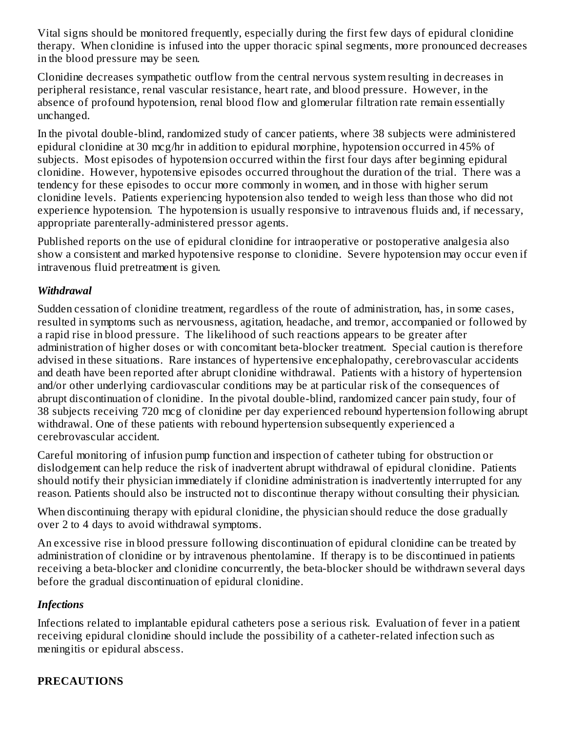Vital signs should be monitored frequently, especially during the first few days of epidural clonidine therapy. When clonidine is infused into the upper thoracic spinal segments, more pronounced decreases in the blood pressure may be seen.

Clonidine decreases sympathetic outflow from the central nervous system resulting in decreases in peripheral resistance, renal vascular resistance, heart rate, and blood pressure. However, in the absence of profound hypotension, renal blood flow and glomerular filtration rate remain essentially unchanged.

In the pivotal double-blind, randomized study of cancer patients, where 38 subjects were administered epidural clonidine at 30 mcg/hr in addition to epidural morphine, hypotension occurred in 45% of subjects. Most episodes of hypotension occurred within the first four days after beginning epidural clonidine. However, hypotensive episodes occurred throughout the duration of the trial. There was a tendency for these episodes to occur more commonly in women, and in those with higher serum clonidine levels. Patients experiencing hypotension also tended to weigh less than those who did not experience hypotension. The hypotension is usually responsive to intravenous fluids and, if necessary, appropriate parenterally-administered pressor agents.

Published reports on the use of epidural clonidine for intraoperative or postoperative analgesia also show a consistent and marked hypotensive response to clonidine. Severe hypotension may occur even if intravenous fluid pretreatment is given.

### *Withdrawal*

Sudden cessation of clonidine treatment, regardless of the route of administration, has, in some cases, resulted in symptoms such as nervousness, agitation, headache, and tremor, accompanied or followed by a rapid rise in blood pressure. The likelihood of such reactions appears to be greater after administration of higher doses or with concomitant beta-blocker treatment. Special caution is therefore advised in these situations. Rare instances of hypertensive encephalopathy, cerebrovascular accidents and death have been reported after abrupt clonidine withdrawal. Patients with a history of hypertension and/or other underlying cardiovascular conditions may be at particular risk of the consequences of abrupt discontinuation of clonidine. In the pivotal double-blind, randomized cancer pain study, four of 38 subjects receiving 720 mcg of clonidine per day experienced rebound hypertension following abrupt withdrawal. One of these patients with rebound hypertension subsequently experienced a cerebrovascular accident.

Careful monitoring of infusion pump function and inspection of catheter tubing for obstruction or dislodgement can help reduce the risk of inadvertent abrupt withdrawal of epidural clonidine. Patients should notify their physician immediately if clonidine administration is inadvertently interrupted for any reason. Patients should also be instructed not to discontinue therapy without consulting their physician.

When discontinuing therapy with epidural clonidine, the physician should reduce the dose gradually over 2 to 4 days to avoid withdrawal symptoms.

An excessive rise in blood pressure following discontinuation of epidural clonidine can be treated by administration of clonidine or by intravenous phentolamine. If therapy is to be discontinued in patients receiving a beta-blocker and clonidine concurrently, the beta-blocker should be withdrawn several days before the gradual discontinuation of epidural clonidine.

### *Infections*

Infections related to implantable epidural catheters pose a serious risk. Evaluation of fever in a patient receiving epidural clonidine should include the possibility of a catheter-related infection such as meningitis or epidural abscess.

## PRECAUTIONS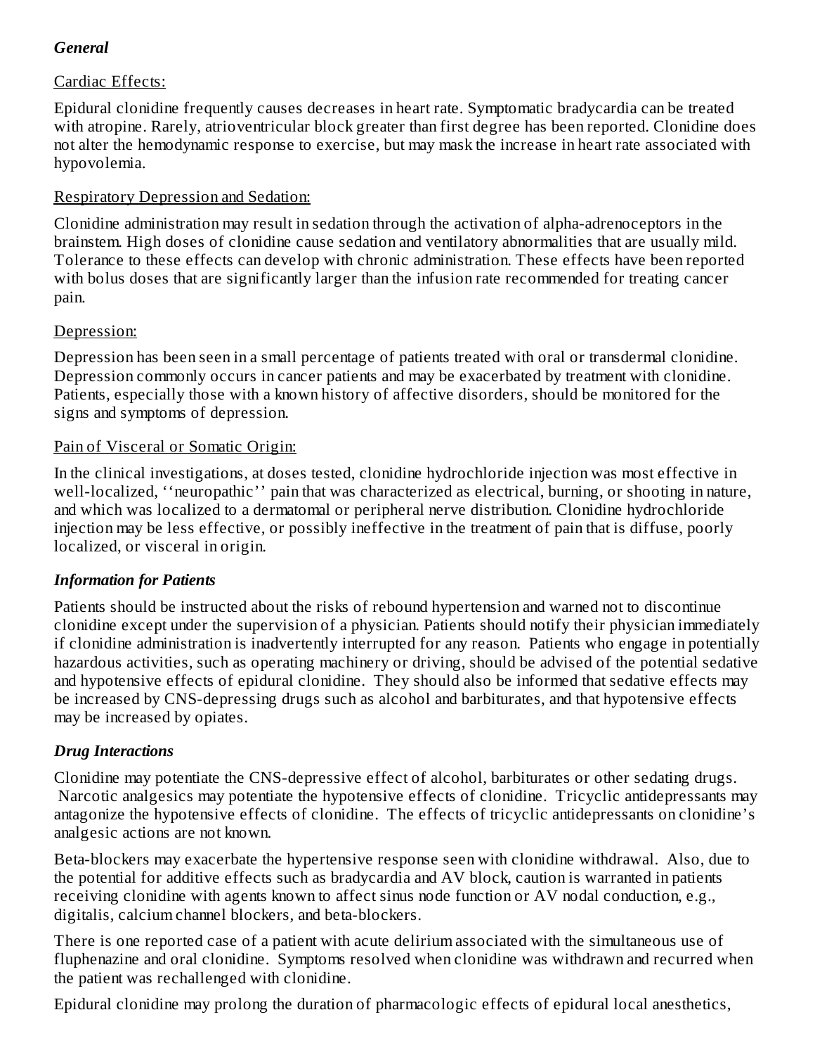### *General*

Cardiac Effects:

Epidural clonidine frequently causes decreases in heart rate. Symptomatic bradycardia can be treated with atropine. Rarely, atrioventricular block greater than first degree has been reported. Clonidine does not alter the hemodynamic response to exercise, but may mask the increase in heart rate associated with hypovolemia.

Respiratory Depression and Sedation:

Clonidine administration may result in sedation through the activation of alpha-adrenoceptors in the brainstem. High doses of clonidine cause sedation and ventilatory abnormalities that are usually mild. Tolerance to these effects can develop with chronic administration. These effects have been reported with bolus doses that are significantly larger than the infusion rate recommended for treating cancer pain.

Depression:

Depression has been seen in a small percentage of patients treated with oral or transdermal clonidine. Depression commonly occurs in cancer patients and may be exacerbated by treatment with clonidine. Patients, especially those with a known history of affective disorders, should be monitored for the signs and symptoms of depression.

Pain of Visceral or Somatic Origin:

In the clinical investigations, at doses tested, clonidine hydrochloride injection was most effective in well-localized, ''neuropathic'' pain that was characterized as electrical, burning, or shooting in nature, and which was localized to a dermatomal or peripheral nerve distribution. Clonidine hydrochloride injection may be less effective, or possibly ineffective in the treatment of pain that is diffuse, poorly localized, or visceral in origin.

### *Information for Patients*

Patients should be instructed about the risks of rebound hypertension and warned not to discontinue clonidine except under the supervision of a physician. Patients should notify their physician immediately if clonidine administration is inadvertently interrupted for any reason. Patients who engage in potentially hazardous activities, such as operating machinery or driving, should be advised of the potential sedative and hypotensive effects of epidural clonidine. They should also be informed that sedative effects may be increased by CNS-depressing drugs such as alcohol and barbiturates, and that hypotensive effects may be increased by opiates.

### *Drug Interactions*

Clonidine may potentiate the CNS-depressive effect of alcohol, barbiturates or other sedating drugs. Narcotic analgesics may potentiate the hypotensive effects of clonidine. Tricyclic antidepressants may antagonize the hypotensive effects of clonidine. The effects of tricyclic antidepressants on clonidine's analgesic actions are not known.

Beta-blockers may exacerbate the hypertensive response seen with clonidine withdrawal. Also, due to the potential for additive effects such as bradycardia and AV block, caution is warranted in patients receiving clonidine with agents known to affect sinus node function or AV nodal conduction, e.g., digitalis, calcium channel blockers, and beta-blockers.

There is one reported case of a patient with acute delirium associated with the simultaneous use of fluphenazine and oral clonidine. Symptoms resolved when clonidine was withdrawn and recurred when the patient was rechallenged with clonidine.

Epidural clonidine may prolong the duration of pharmacologic effects of epidural local anesthetics,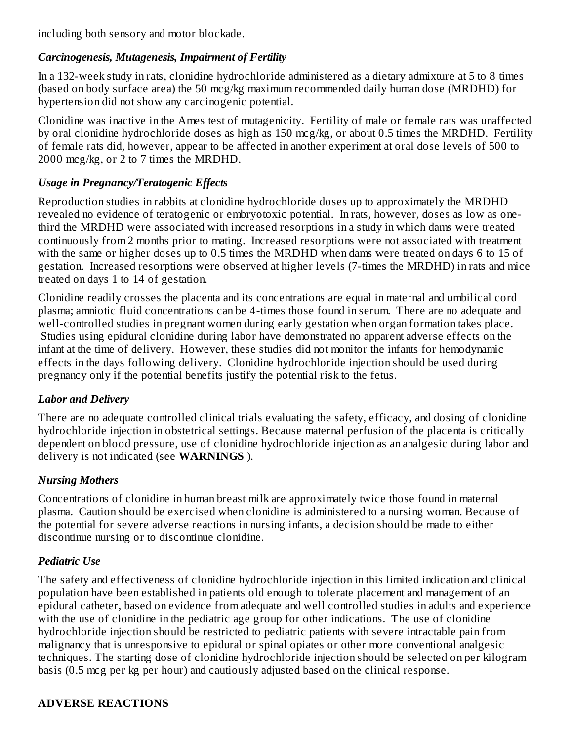including both sensory and motor blockade.

### *Carcinogenesis, Mutagenesis, Impairment of Fertility*

In a 132-week study in rats, clonidine hydrochloride administered as a dietary admixture at 5 to 8 times (based on body surface area) the 50 mcg/kg maximum recommended daily human dose (MRDHD) for hypertension did not show any carcinogenic potential.

Clonidine was inactive in the Ames test of mutagenicity. Fertility of male or female rats was unaffected by oral clonidine hydrochloride doses as high as 150 mcg/kg, or about 0.5 times the MRDHD. Fertility of female rats did, however, appear to be affected in another experiment at oral dose levels of 500 to 2000 mcg/kg, or 2 to 7 times the MRDHD.

### *Usage in Pregnancy/Teratogenic Effects*

Reproduction studies in rabbits at clonidine hydrochloride doses up to approximately the MRDHD revealed no evidence of teratogenic or embryotoxic potential. In rats, however, doses as low as one-third the MRDHD were associated with increased resorptions in a study in which dams were treated continuously from 2 months prior to mating. Increased resorptions were not associated with treatment with the same or higher doses up to 0.5 times the MRDHD when dams were treated on days 6 to 15 of gestation. Increased resorptions were observed at higher levels (7-times the MRDHD) in rats and mice treated on days 1 to 14 of gestation.

Clonidine readily crosses the placenta and its concentrations are equal in maternal and umbilical cord plasma; amniotic fluid concentrations can be 4-times those found in serum. There are no adequate and well-controlled studies in pregnant women during early gestation when organ formation takes place. Studies using epidural clonidine during labor have demonstrated no apparent adverse effects on the infant at the time of delivery. However, these studies did not monitor the infants for hemodynamic effects in the days following delivery. Clonidine hydrochloride injection should be used during pregnancy only if the potential benefits justify the potential risk to the fetus.

### *Labor and Delivery*

There are no adequate controlled clinical trials evaluating the safety, efficacy, and dosing of clonidine hydrochloride injection in obstetrical settings. Because maternal perfusion of the placenta is critically dependent on blood pressure, use of clonidine hydrochloride injection as an analgesic during labor and delivery is not indicated (see **WARNINGS** ).

### *Nursing Mothers*

Concentrations of clonidine in human breast milk are approximately twice those found in maternal plasma. Caution should be exercised when clonidine is administered to a nursing woman. Because of the potential for severe adverse reactions in nursing infants, a decision should be made to either discontinue nursing or to discontinue clonidine.

### *Pediatric Use*

The safety and effectiveness of clonidine hydrochloride injection in this limited indication and clinical population have been established in patients old enough to tolerate placement and management of an epidural catheter, based on evidence from adequate and well controlled studies in adults and experience with the use of clonidine in the pediatric age group for other indications. The use of clonidine hydrochloride injection should be restricted to pediatric patients with severe intractable pain from malignancy that is unresponsive to epidural or spinal opiates or other more conventional analgesic techniques. The starting dose of clonidine hydrochloride injection should be selected on per kilogram basis (0.5 mcg per kg per hour) and cautiously adjusted based on the clinical response.

## ADVERSE REACTIONS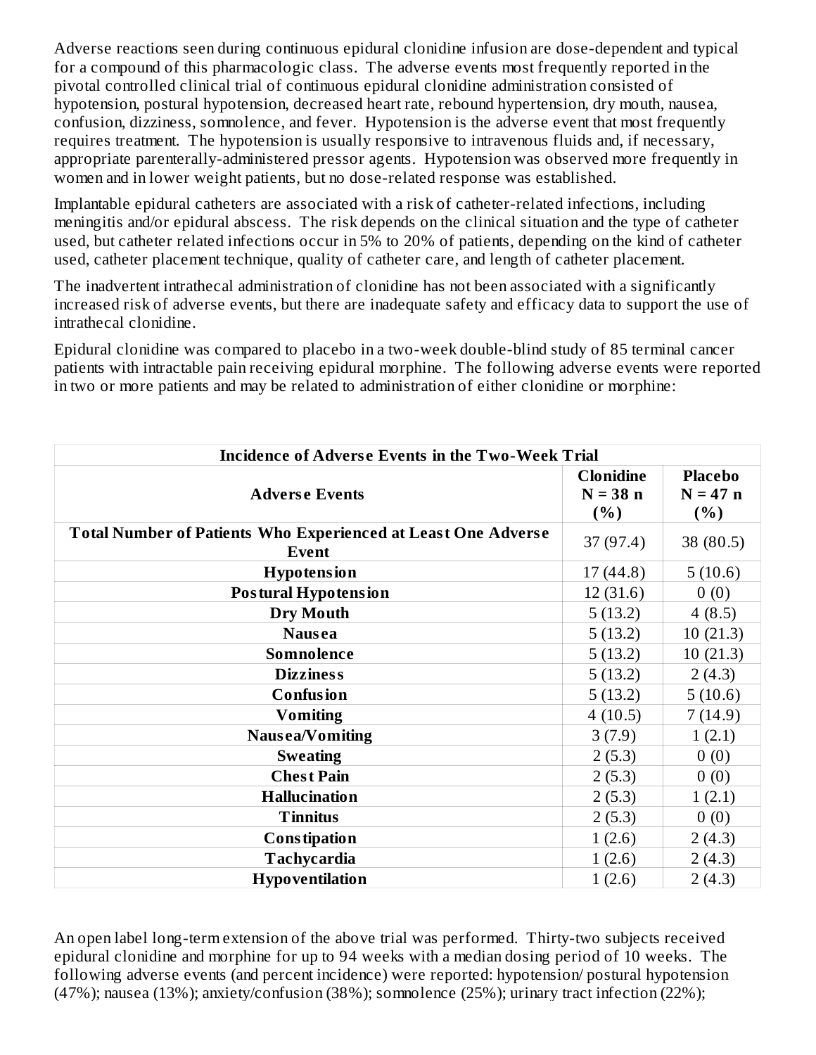Adverse reactions seen during continuous epidural clonidine infusion are dose-dependent and typical for a compound of this pharmacologic class. The adverse events most frequently reported in the pivotal controlled clinical trial of continuous epidural clonidine administration consisted of hypotension, postural hypotension, decreased heart rate, rebound hypertension, dry mouth, nausea, confusion, dizziness, somnolence, and fever. Hypotension is the adverse event that most frequently requires treatment. The hypotension is usually responsive to intravenous fluids and, if necessary, appropriate parenterally-administered pressor agents. Hypotension was observed more frequently in women and in lower weight patients, but no dose-related response was established.

Implantable epidural catheters are associated with a risk of catheter-related infections, including meningitis and/or epidural abscess. The risk depends on the clinical situation and the type of catheter used, but catheter related infections occur in 5% to 20% of patients, depending on the kind of catheter used, catheter placement technique, quality of catheter care, and length of catheter placement.

The inadvertent intrathecal administration of clonidine has not been associated with a significantly increased risk of adverse events, but there are inadequate safety and efficacy data to support the use of intrathecal clonidine.

Epidural clonidine was compared to placebo in a two-week double-blind study of 85 terminal cancer patients with intractable pain receiving epidural morphine. The following adverse events were reported in two or more patients and may be related to administration of either clonidine or morphine:

| **Incidence of Adverse Events in the Two-Week Trial** | | |
|---|---|---|
| **Adverse Events** | **Clonidine N = 38 n (%)** | **Placebo N = 47 n (%)** |
| **Total Number of Patients Who Experienced at Least One Adverse Event** | 37 (97.4) | 38 (80.5) |
| **Hypotension** | 17 (44.8) | 5 (10.6) |
| **Postural Hypotension** | 12 (31.6) | 0 (0) |
| **Dry Mouth** | 5 (13.2) | 4 (8.5) |
| **Nausea** | 5 (13.2) | 10 (21.3) |
| **Somnolence** | 5 (13.2) | 10 (21.3) |
| **Dizziness** | 5 (13.2) | 2 (4.3) |
| **Confusion** | 5 (13.2) | 5 (10.6) |
| **Vomiting** | 4 (10.5) | 7 (14.9) |
| **Nausea/Vomiting** | 3 (7.9) | 1 (2.1) |
| **Sweating** | 2 (5.3) | 0 (0) |
| **Chest Pain** | 2 (5.3) | 0 (0) |
| **Hallucination** | 2 (5.3) | 1 (2.1) |
| **Tinnitus** | 2 (5.3) | 0 (0) |
| **Constipation** | 1 (2.6) | 2 (4.3) |
| **Tachycardia** | 1 (2.6) | 2 (4.3) |
| **Hypoventilation** | 1 (2.6) | 2 (4.3) |

An open label long-term extension of the above trial was performed. Thirty-two subjects received epidural clonidine and morphine for up to 94 weeks with a median dosing period of 10 weeks. The following adverse events (and percent incidence) were reported: hypotension/ postural hypotension (47%); nausea (13%); anxiety/confusion (38%); somnolence (25%); urinary tract infection (22%);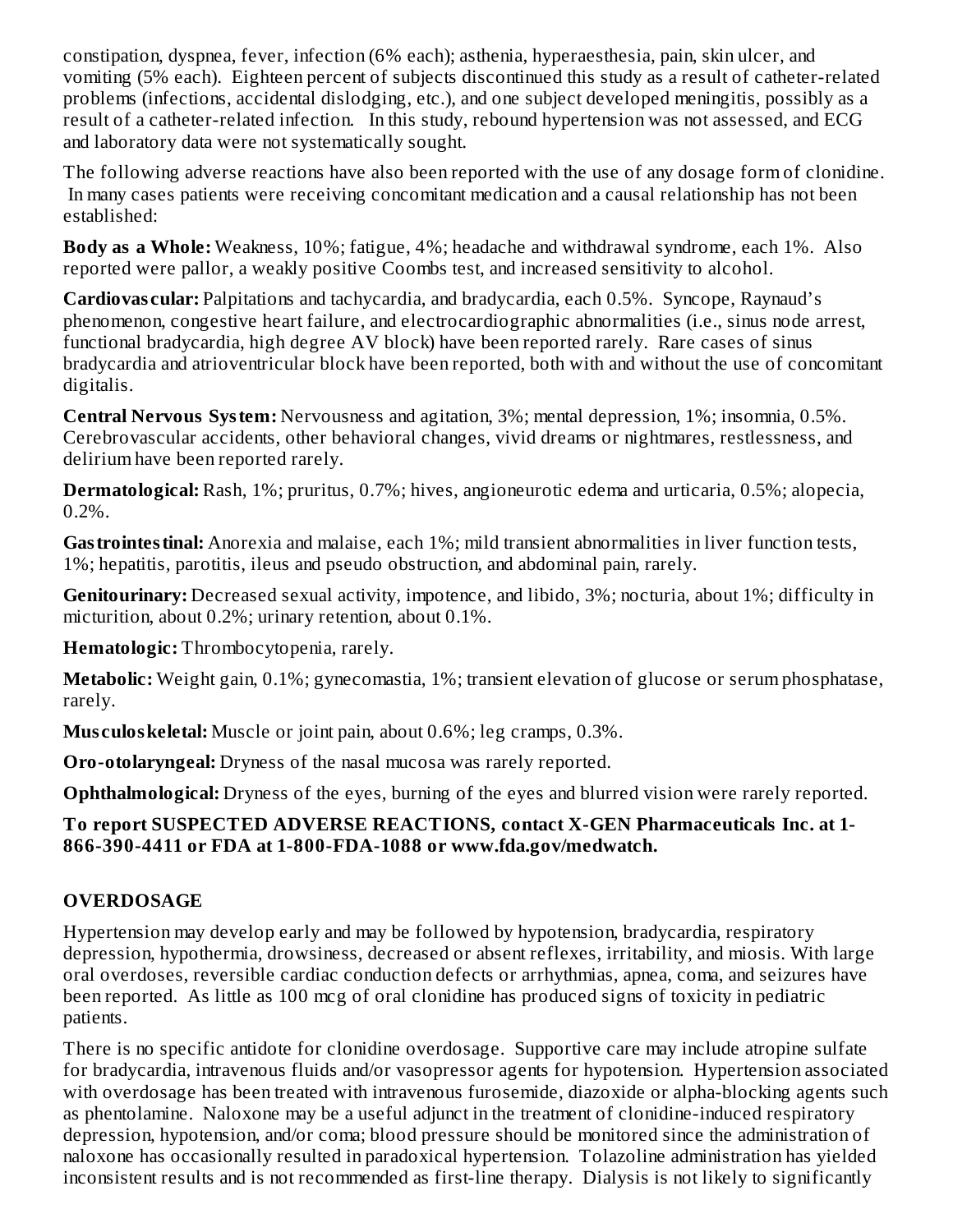constipation, dyspnea, fever, infection (6% each); asthenia, hyperaesthesia, pain, skin ulcer, and vomiting (5% each). Eighteen percent of subjects discontinued this study as a result of catheter-related problems (infections, accidental dislodging, etc.), and one subject developed meningitis, possibly as a result of a catheter-related infection. In this study, rebound hypertension was not assessed, and ECG and laboratory data were not systematically sought.

The following adverse reactions have also been reported with the use of any dosage form of clonidine. In many cases patients were receiving concomitant medication and a causal relationship has not been established:

**Body as a Whole:** Weakness, 10%; fatigue, 4%; headache and withdrawal syndrome, each 1%. Also reported were pallor, a weakly positive Coombs test, and increased sensitivity to alcohol.

**Cardiovascular:** Palpitations and tachycardia, and bradycardia, each 0.5%. Syncope, Raynaud's phenomenon, congestive heart failure, and electrocardiographic abnormalities (i.e., sinus node arrest, functional bradycardia, high degree AV block) have been reported rarely. Rare cases of sinus bradycardia and atrioventricular block have been reported, both with and without the use of concomitant digitalis.

**Central Nervous System:** Nervousness and agitation, 3%; mental depression, 1%; insomnia, 0.5%. Cerebrovascular accidents, other behavioral changes, vivid dreams or nightmares, restlessness, and delirium have been reported rarely.

**Dermatological:** Rash, 1%; pruritus, 0.7%; hives, angioneurotic edema and urticaria, 0.5%; alopecia, 0.2%.

**Gastrointestinal:** Anorexia and malaise, each 1%; mild transient abnormalities in liver function tests, 1%; hepatitis, parotitis, ileus and pseudo obstruction, and abdominal pain, rarely.

**Genitourinary:** Decreased sexual activity, impotence, and libido, 3%; nocturia, about 1%; difficulty in micturition, about 0.2%; urinary retention, about 0.1%.

**Hematologic:** Thrombocytopenia, rarely.

**Metabolic:** Weight gain, 0.1%; gynecomastia, 1%; transient elevation of glucose or serum phosphatase, rarely.

**Musculoskeletal:** Muscle or joint pain, about 0.6%; leg cramps, 0.3%.

**Oro-otolaryngeal:** Dryness of the nasal mucosa was rarely reported.

**Ophthalmological:** Dryness of the eyes, burning of the eyes and blurred vision were rarely reported.

**To report SUSPECTED ADVERSE REACTIONS, contact X-GEN Pharmaceuticals Inc. at 1-866-390-4411 or FDA at 1-800-FDA-1088 or www.fda.gov/medwatch.**

## OVERDOSAGE

Hypertension may develop early and may be followed by hypotension, bradycardia, respiratory depression, hypothermia, drowsiness, decreased or absent reflexes, irritability, and miosis. With large oral overdoses, reversible cardiac conduction defects or arrhythmias, apnea, coma, and seizures have been reported. As little as 100 mcg of oral clonidine has produced signs of toxicity in pediatric patients.

There is no specific antidote for clonidine overdosage. Supportive care may include atropine sulfate for bradycardia, intravenous fluids and/or vasopressor agents for hypotension. Hypertension associated with overdosage has been treated with intravenous furosemide, diazoxide or alpha-blocking agents such as phentolamine. Naloxone may be a useful adjunct in the treatment of clonidine-induced respiratory depression, hypotension, and/or coma; blood pressure should be monitored since the administration of naloxone has occasionally resulted in paradoxical hypertension. Tolazoline administration has yielded inconsistent results and is not recommended as first-line therapy. Dialysis is not likely to significantly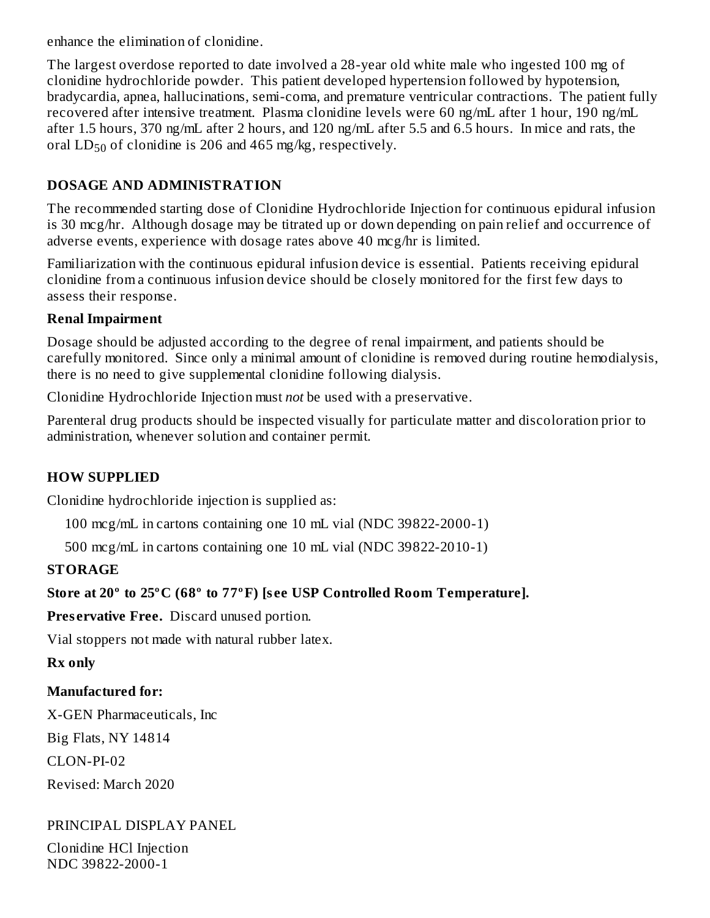enhance the elimination of clonidine.

The largest overdose reported to date involved a 28-year old white male who ingested 100 mg of clonidine hydrochloride powder. This patient developed hypertension followed by hypotension, bradycardia, apnea, hallucinations, semi-coma, and premature ventricular contractions. The patient fully recovered after intensive treatment. Plasma clonidine levels were 60 ng/mL after 1 hour, 190 ng/mL after 1.5 hours, 370 ng/mL after 2 hours, and 120 ng/mL after 5.5 and 6.5 hours. In mice and rats, the oral $LD_{50}$ of clonidine is 206 and 465 mg/kg, respectively.

## DOSAGE AND ADMINISTRATION

The recommended starting dose of Clonidine Hydrochloride Injection for continuous epidural infusion is 30 mcg/hr. Although dosage may be titrated up or down depending on pain relief and occurrence of adverse events, experience with dosage rates above 40 mcg/hr is limited.

Familiarization with the continuous epidural infusion device is essential. Patients receiving epidural clonidine from a continuous infusion device should be closely monitored for the first few days to assess their response.

### Renal Impairment

Dosage should be adjusted according to the degree of renal impairment, and patients should be carefully monitored. Since only a minimal amount of clonidine is removed during routine hemodialysis, there is no need to give supplemental clonidine following dialysis.

Clonidine Hydrochloride Injection must *not* be used with a preservative.

Parenteral drug products should be inspected visually for particulate matter and discoloration prior to administration, whenever solution and container permit.

## HOW SUPPLIED

Clonidine hydrochloride injection is supplied as:

100 mcg/mL in cartons containing one 10 mL vial (NDC 39822-2000-1)

500 mcg/mL in cartons containing one 10 mL vial (NDC 39822-2010-1)

### STORAGE

**Store at 20º to 25ºC (68º to 77ºF) [see USP Controlled Room Temperature].**

**Preservative Free.** Discard unused portion.

Vial stoppers not made with natural rubber latex.

**Rx only**

**Manufactured for:**

X-GEN Pharmaceuticals, Inc

Big Flats, NY 14814

CLON-PI-02

Revised: March 2020

PRINCIPAL DISPLAY PANEL

Clonidine HCl Injection
NDC 39822-2000-1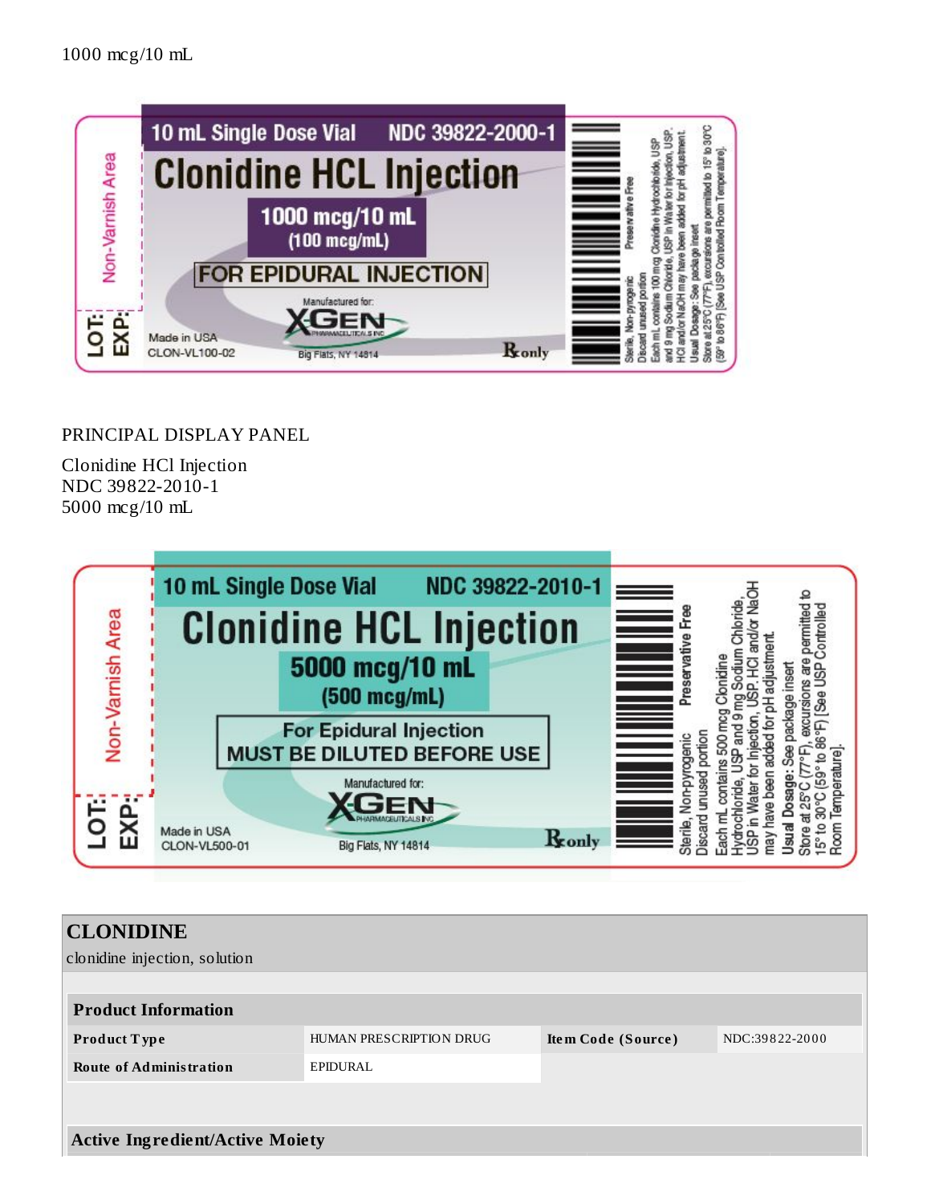1000 mcg/10 mL

10 mL Single Dose Vial NDC 39822-2000-1

**Clonidine HCL Injection**

**1000 mcg/10 mL**
**(100 mcg/mL)**

**FOR EPIDURAL INJECTION**

Manufactured for:
XGEN PHARMACEUTICALS INC
Big Flats, NY 14814

Made in USA
CLON-VL100-02

Rx only

Non-Varnish Area

LOT:
EXP:

Sterile, Non-pyrogenic
Discard unused portion
Preservative Free
Each mL contains 100 mcg Clonidine Hydrochloride, USP and 9 mg Sodium Chloride, USP in Water for Injection, USP. HCl and/or NaOH may have been added for pH adjustment.
Usual Dosage: See package insert
Store at 25°C (77°F), excursions are permitted to 15° to 30°C (59° to 86°F) [See USP Controlled Room Temperature].

PRINCIPAL DISPLAY PANEL

Clonidine HCl Injection
NDC 39822-2010-1
5000 mcg/10 mL

10 mL Single Dose Vial NDC 39822-2010-1

**Clonidine HCL Injection**

**5000 mcg/10 mL**
**(500 mcg/mL)**

**For Epidural Injection**
**MUST BE DILUTED BEFORE USE**

Manufactured for:
XGEN PHARMACEUTICALS INC
Big Flats, NY 14814

Made in USA
CLON-VL500-01

Rx only

Non-Varnish Area

LOT:
EXP:

Sterile, Non-pyrogenic
Discard unused portion
Preservative Free
Each mL contains 500 mcg Clonidine Hydrochloride, USP and 9 mg Sodium Chloride, USP in Water for Injection, USP. HCl and/or NaOH may have been added for pH adjustment.
**Usual Dosage:** See package insert
Store at 25°C (77°F), excursions are permitted to 15° to 30°C (59° to 86°F) [See USP Controlled Room Temperature].

## CLONIDINE

clonidine injection, solution

| Product Information | | | |
|---|---|---|---|
| **Product Type** | HUMAN PRESCRIPTION DRUG | **Item Code (Source)** | NDC:39822-2000 |
| **Route of Administration** | EPIDURAL | | |

**Active Ingredient/Active Moiety**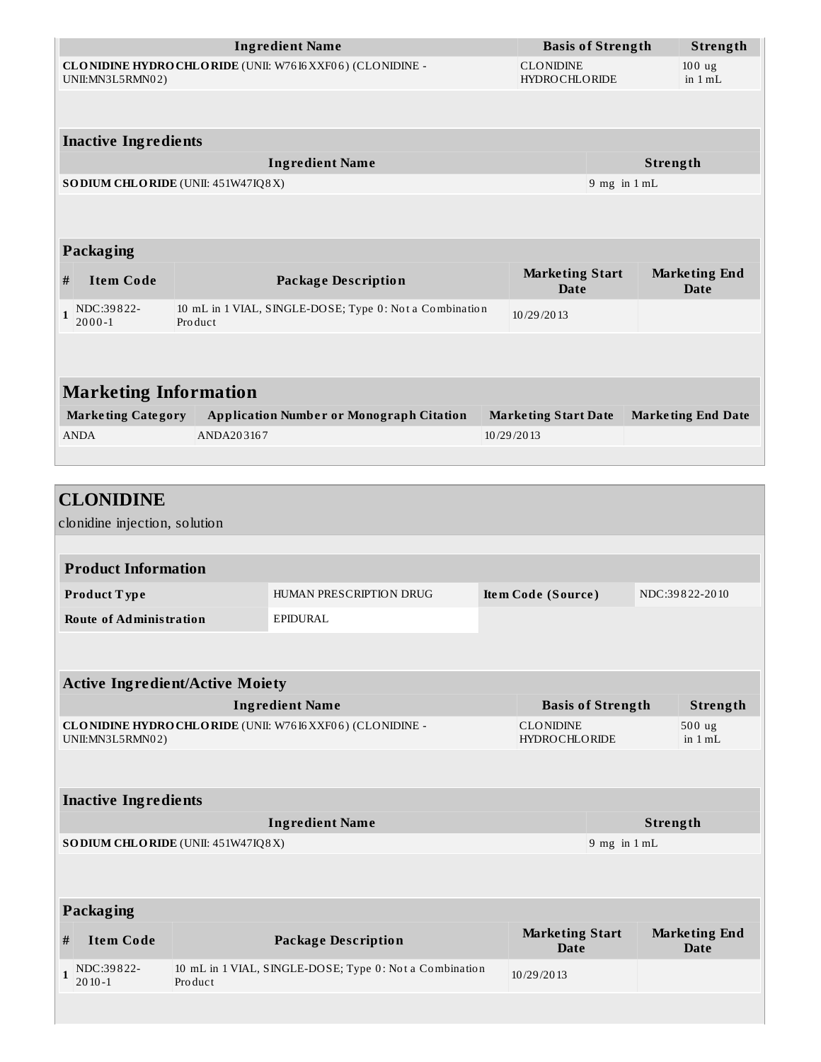| Ingredient Name | Basis of Strength | Strength |
| --- | --- | --- |
| **CLONIDINE HYDROCHLORIDE** (UNII: W76I6XXF06) (CLONIDINE - UNII:MN3L5RMN02) | CLONIDINE HYDROCHLORIDE | 100 ug in 1 mL |

### Inactive Ingredients

| Ingredient Name | Strength |
| --- | --- |
| **SODIUM CHLORIDE** (UNII: 451W47IQ8X) | 9 mg in 1 mL |

### Packaging

| # | Item Code | Package Description | Marketing Start Date | Marketing End Date |
| --- | --- | --- | --- | --- |
| 1 | NDC:39822-2000-1 | 10 mL in 1 VIAL, SINGLE-DOSE; Type 0: Not a Combination Product | 10/29/2013 | |

## Marketing Information

| Marketing Category | Application Number or Monograph Citation | Marketing Start Date | Marketing End Date |
| --- | --- | --- | --- |
| ANDA | ANDA203167 | 10/29/2013 | |

## CLONIDINE

clonidine injection, solution

### Product Information

| | | | |
| --- | --- | --- | --- |
| **Product Type** | HUMAN PRESCRIPTION DRUG | **Item Code (Source)** | NDC:39822-2010 |
| **Route of Administration** | EPIDURAL | | |

### Active Ingredient/Active Moiety

| Ingredient Name | Basis of Strength | Strength |
| --- | --- | --- |
| **CLONIDINE HYDROCHLORIDE** (UNII: W76I6XXF06) (CLONIDINE - UNII:MN3L5RMN02) | CLONIDINE HYDROCHLORIDE | 500 ug in 1 mL |

### Inactive Ingredients

| Ingredient Name | Strength |
| --- | --- |
| **SODIUM CHLORIDE** (UNII: 451W47IQ8X) | 9 mg in 1 mL |

### Packaging

| # | Item Code | Package Description | Marketing Start Date | Marketing End Date |
| --- | --- | --- | --- | --- |
| 1 | NDC:39822-2010-1 | 10 mL in 1 VIAL, SINGLE-DOSE; Type 0: Not a Combination Product | 10/29/2013 | |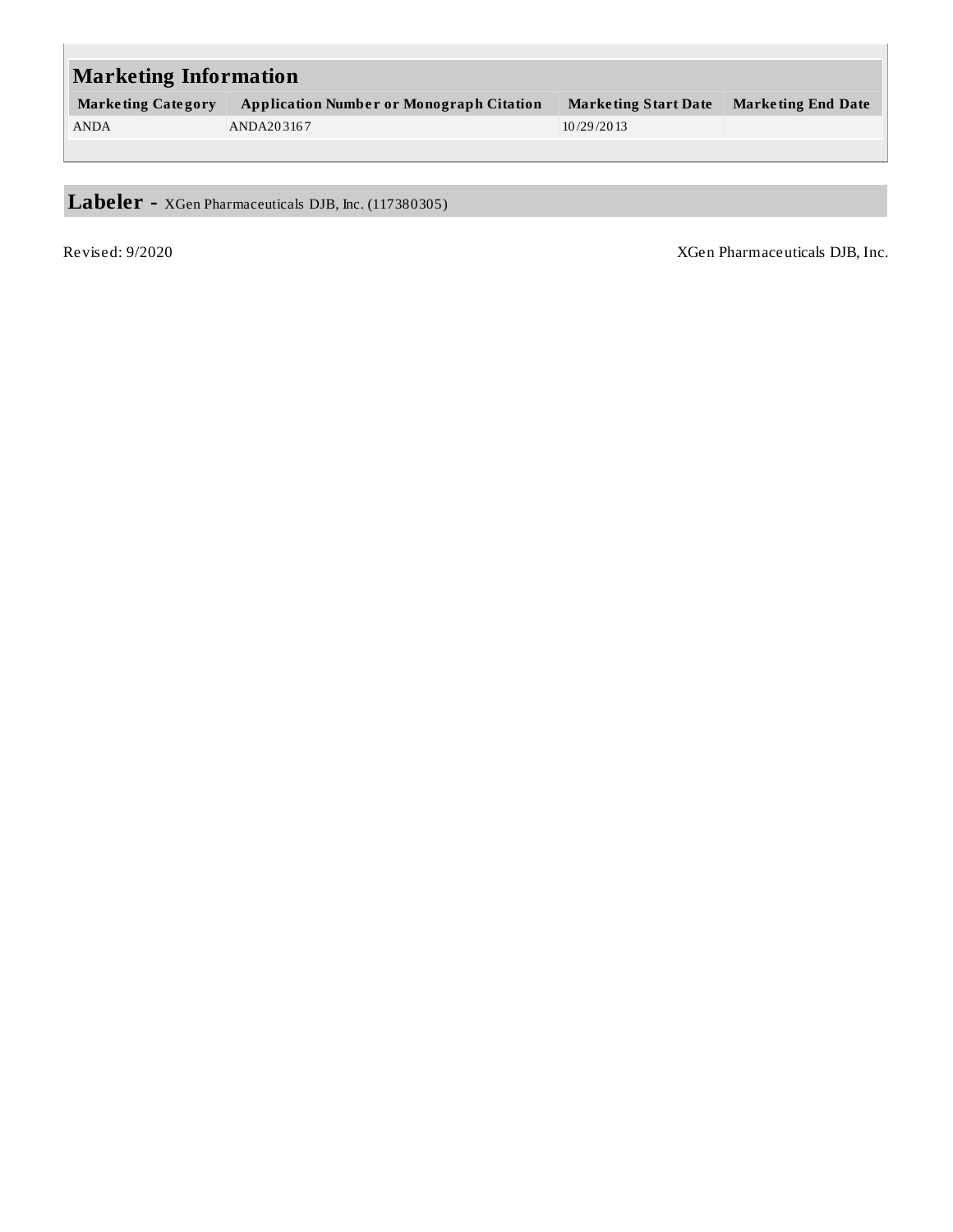## Marketing Information

| Marketing Category | Application Number or Monograph Citation | Marketing Start Date | Marketing End Date |
| --- | --- | --- | --- |
| ANDA | ANDA203167 | 10/29/2013 | |

## Labeler - XGen Pharmaceuticals DJB, Inc. (117380305)

Revised: 9/2020

XGen Pharmaceuticals DJB, Inc.